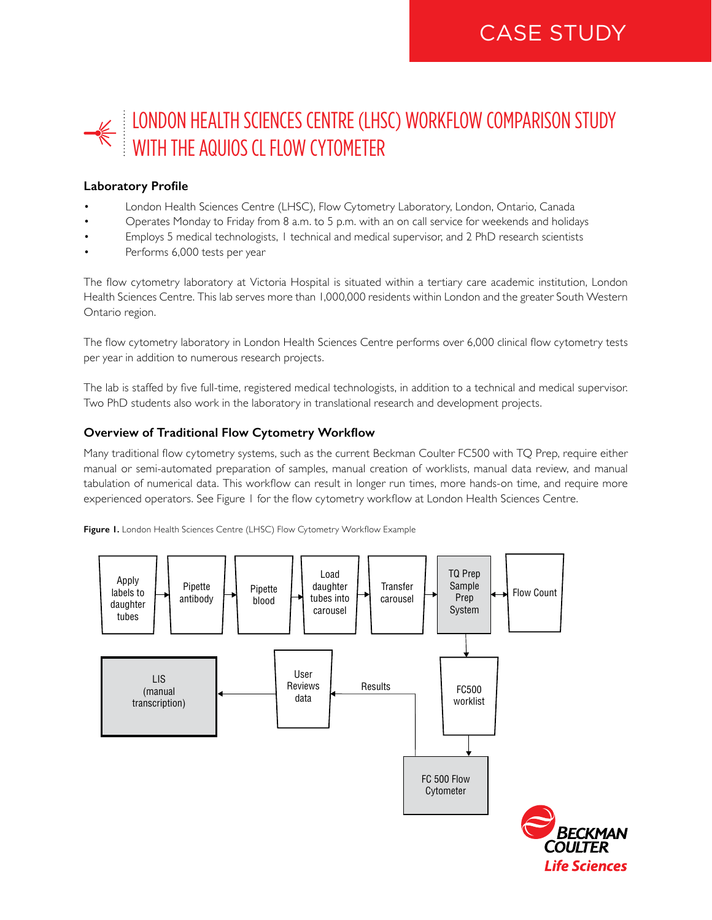CASE STUDY

# LONDON HEALTH SCIENCES CENTRE (LHSC) WORKFLOW COMPARISON STUDY WITH THE AQUIOS CL FLOW CYTOMETER

### Laboratory Profile

- London Health Sciences Centre (LHSC), Flow Cytometry Laboratory, London, Ontario, Canada
- Operates Monday to Friday from 8 a.m. to 5 p.m. with an on call service for weekends and holidays
- Employs 5 medical technologists, 1 technical and medical supervisor, and 2 PhD research scientists
- Performs 6,000 tests per year

The flow cytometry laboratory at Victoria Hospital is situated within a tertiary care academic institution, London Health Sciences Centre. This lab serves more than 1,000,000 residents within London and the greater South Western Ontario region.

The flow cytometry laboratory in London Health Sciences Centre performs over 6,000 clinical flow cytometry tests per year in addition to numerous research projects.

The lab is staffed by five full-time, registered medical technologists, in addition to a technical and medical supervisor. Two PhD students also work in the laboratory in translational research and development projects.

### Overview of Traditional Flow Cytometry Workflow

Many traditional flow cytometry systems, such as the current Beckman Coulter FC500 with TQ Prep, require either manual or semi-automated preparation of samples, manual creation of worklists, manual data review, and manual tabulation of numerical data. This workflow can result in longer run times, more hands-on time, and require more experienced operators. See Figure 1 for the flow cytometry workflow at London Health Sciences Centre.

**Figure 1.** London Health Sciences Centre (LHSC) Flow Cytometry Workflow Example

Apply labels to daughter tubes → Pipette antibody → Pipette blood → Load daughter tubes into carousel → Transfer carousel → TQ Prep Sample Prep System ↔ Flow Count

TQ Prep Sample Prep System → FC500 worklist → FC 500 Flow Cytometer → Results → User Reviews data → LIS (manual transcription)

BECKMAN COULTER Life Sciences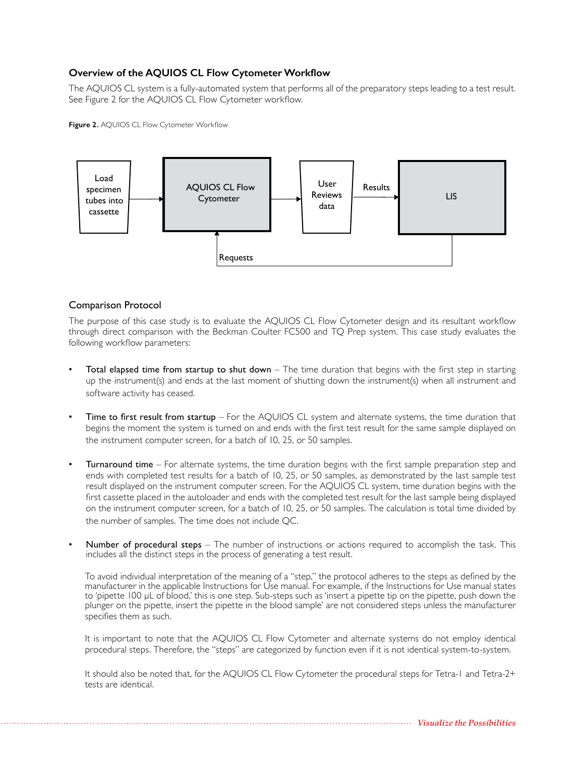### Overview of the AQUIOS CL Flow Cytometer Workflow

The AQUIOS CL system is a fully-automated system that performs all of the preparatory steps leading to a test result. See Figure 2 for the AQUIOS CL Flow Cytometer workflow.

**Figure 2.** AQUIOS CL Flow Cytometer Workflow

Load specimen tubes into cassette → AQUIOS CL Flow Cytometer → User Reviews data → Results → LIS

LIS → Requests → AQUIOS CL Flow Cytometer

### Comparison Protocol

The purpose of this case study is to evaluate the AQUIOS CL Flow Cytometer design and its resultant workflow through direct comparison with the Beckman Coulter FC500 and TQ Prep system. This case study evaluates the following workflow parameters:

- Total elapsed time from startup to shut down – The time duration that begins with the first step in starting up the instrument(s) and ends at the last moment of shutting down the instrument(s) when all instrument and software activity has ceased.

- Time to first result from startup – For the AQUIOS CL system and alternate systems, the time duration that begins the moment the system is turned on and ends with the first test result for the same sample displayed on the instrument computer screen, for a batch of 10, 25, or 50 samples.

- Turnaround time – For alternate systems, the time duration begins with the first sample preparation step and ends with completed test results for a batch of 10, 25, or 50 samples, as demonstrated by the last sample test result displayed on the instrument computer screen. For the AQUIOS CL system, time duration begins with the first cassette placed in the autoloader and ends with the completed test result for the last sample being displayed on the instrument computer screen, for a batch of 10, 25, or 50 samples. The calculation is total time divided by the number of samples. The time does not include QC.

- Number of procedural steps – The number of instructions or actions required to accomplish the task. This includes all the distinct steps in the process of generating a test result.

  To avoid individual interpretation of the meaning of a "step," the protocol adheres to the steps as defined by the manufacturer in the applicable Instructions for Use manual. For example, if the Instructions for Use manual states to 'pipette 100 µL of blood,' this is one step. Sub-steps such as 'insert a pipette tip on the pipette, push down the plunger on the pipette, insert the pipette in the blood sample' are not considered steps unless the manufacturer specifies them as such.

  It is important to note that the AQUIOS CL Flow Cytometer and alternate systems do not employ identical procedural steps. Therefore, the "steps" are categorized by function even if it is not identical system-to-system.

  It should also be noted that, for the AQUIOS CL Flow Cytometer the procedural steps for Tetra-1 and Tetra-2+ tests are identical.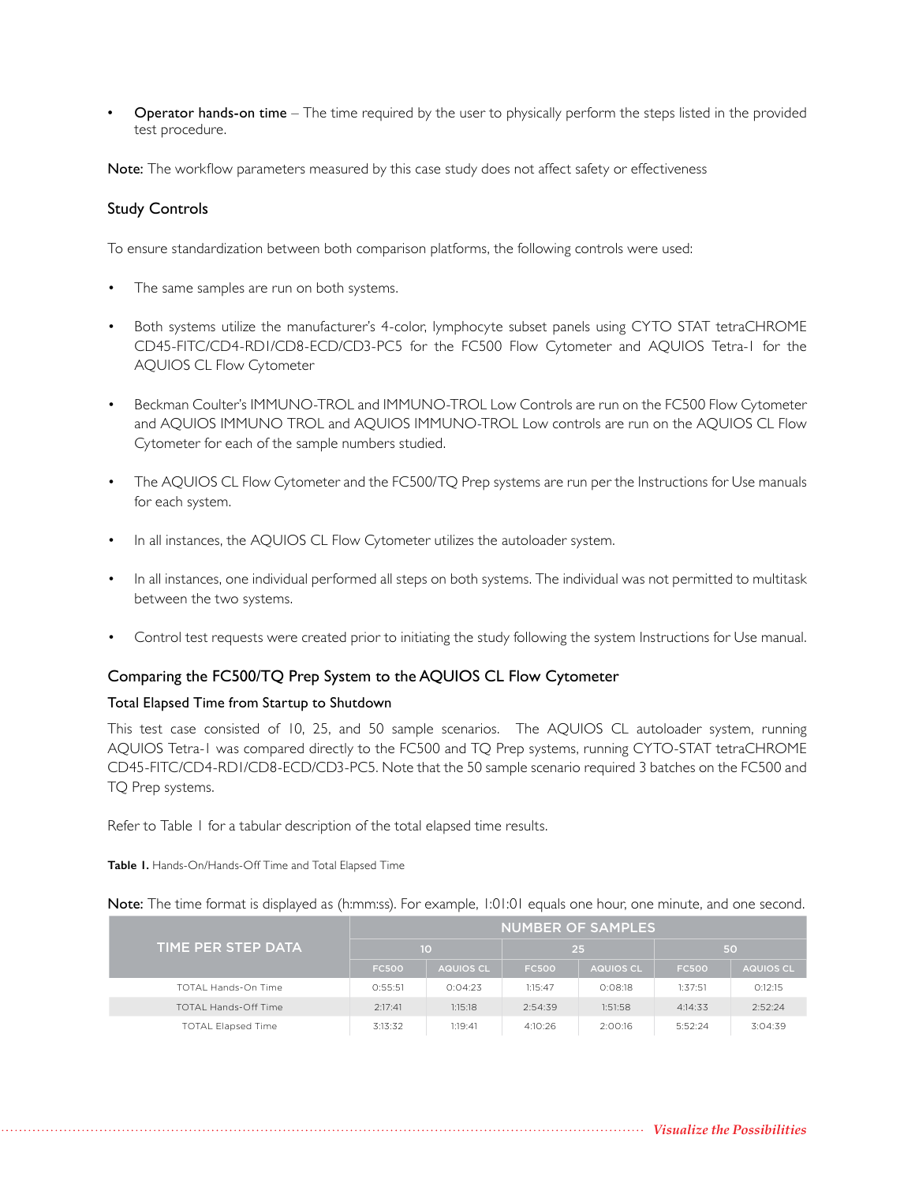- **Operator hands-on time** – The time required by the user to physically perform the steps listed in the provided test procedure.

**Note:** The workflow parameters measured by this case study does not affect safety or effectiveness

## Study Controls

To ensure standardization between both comparison platforms, the following controls were used:

- The same samples are run on both systems.
- Both systems utilize the manufacturer's 4-color, lymphocyte subset panels using CYTO STAT tetraCHROME CD45-FITC/CD4-RD1/CD8-ECD/CD3-PC5 for the FC500 Flow Cytometer and AQUIOS Tetra-1 for the AQUIOS CL Flow Cytometer
- Beckman Coulter's IMMUNO-TROL and IMMUNO-TROL Low Controls are run on the FC500 Flow Cytometer and AQUIOS IMMUNO TROL and AQUIOS IMMUNO-TROL Low controls are run on the AQUIOS CL Flow Cytometer for each of the sample numbers studied.
- The AQUIOS CL Flow Cytometer and the FC500/TQ Prep systems are run per the Instructions for Use manuals for each system.
- In all instances, the AQUIOS CL Flow Cytometer utilizes the autoloader system.
- In all instances, one individual performed all steps on both systems. The individual was not permitted to multitask between the two systems.
- Control test requests were created prior to initiating the study following the system Instructions for Use manual.

## Comparing the FC500/TQ Prep System to the AQUIOS CL Flow Cytometer

### Total Elapsed Time from Startup to Shutdown

This test case consisted of 10, 25, and 50 sample scenarios. The AQUIOS CL autoloader system, running AQUIOS Tetra-1 was compared directly to the FC500 and TQ Prep systems, running CYTO-STAT tetraCHROME CD45-FITC/CD4-RD1/CD8-ECD/CD3-PC5. Note that the 50 sample scenario required 3 batches on the FC500 and TQ Prep systems.

Refer to Table 1 for a tabular description of the total elapsed time results.

**Table 1.** Hands-On/Hands-Off Time and Total Elapsed Time

**Note:** The time format is displayed as (h:mm:ss). For example, 1:01:01 equals one hour, one minute, and one second.

| TIME PER STEP DATA | NUMBER OF SAMPLES | | | | | |
|---|---|---|---|---|---|---|
| | 10 | | 25 | | 50 | |
| | FC500 | AQUIOS CL | FC500 | AQUIOS CL | FC500 | AQUIOS CL |
| TOTAL Hands-On Time | 0:55:51 | 0:04:23 | 1:15:47 | 0:08:18 | 1:37:51 | 0:12:15 |
| TOTAL Hands-Off Time | 2:17:41 | 1:15:18 | 2:54:39 | 1:51:58 | 4:14:33 | 2:52:24 |
| TOTAL Elapsed Time | 3:13:32 | 1:19:41 | 4:10:26 | 2:00:16 | 5:52:24 | 3:04:39 |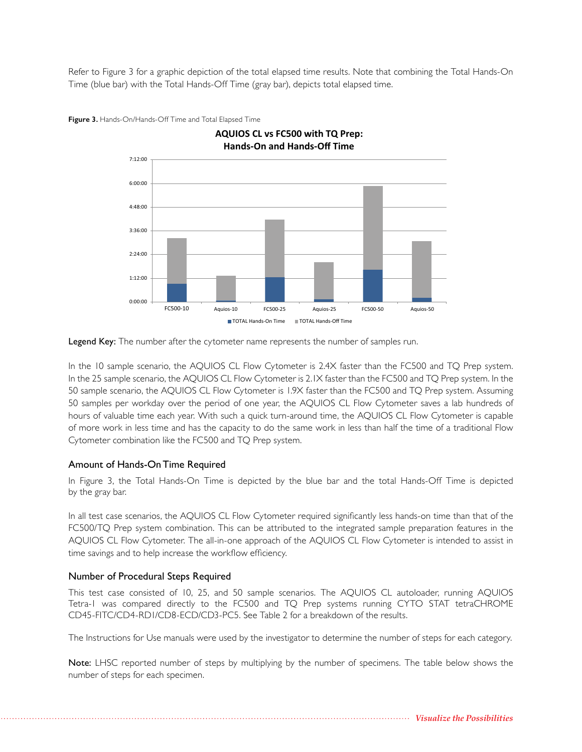Refer to Figure 3 for a graphic depiction of the total elapsed time results. Note that combining the Total Hands-On Time (blue bar) with the Total Hands-Off Time (gray bar), depicts total elapsed time.

**Figure 3.** Hands-On/Hands-Off Time and Total Elapsed Time

**Legend Key:** The number after the cytometer name represents the number of samples run.

In the 10 sample scenario, the AQUIOS CL Flow Cytometer is 2.4X faster than the FC500 and TQ Prep system. In the 25 sample scenario, the AQUIOS CL Flow Cytometer is 2.1X faster than the FC500 and TQ Prep system. In the 50 sample scenario, the AQUIOS CL Flow Cytometer is 1.9X faster than the FC500 and TQ Prep system. Assuming 50 samples per workday over the period of one year, the AQUIOS CL Flow Cytometer saves a lab hundreds of hours of valuable time each year. With such a quick turn-around time, the AQUIOS CL Flow Cytometer is capable of more work in less time and has the capacity to do the same work in less than half the time of a traditional Flow Cytometer combination like the FC500 and TQ Prep system.

### Amount of Hands-On Time Required

In Figure 3, the Total Hands-On Time is depicted by the blue bar and the total Hands-Off Time is depicted by the gray bar.

In all test case scenarios, the AQUIOS CL Flow Cytometer required significantly less hands-on time than that of the FC500/TQ Prep system combination. This can be attributed to the integrated sample preparation features in the AQUIOS CL Flow Cytometer. The all-in-one approach of the AQUIOS CL Flow Cytometer is intended to assist in time savings and to help increase the workflow efficiency.

### Number of Procedural Steps Required

This test case consisted of 10, 25, and 50 sample scenarios. The AQUIOS CL autoloader, running AQUIOS Tetra-1 was compared directly to the FC500 and TQ Prep systems running CYTO STAT tetraCHROME CD45-FITC/CD4-RD1/CD8-ECD/CD3-PC5. See Table 2 for a breakdown of the results.

The Instructions for Use manuals were used by the investigator to determine the number of steps for each category.

**Note:** LHSC reported number of steps by multiplying by the number of specimens. The table below shows the number of steps for each specimen.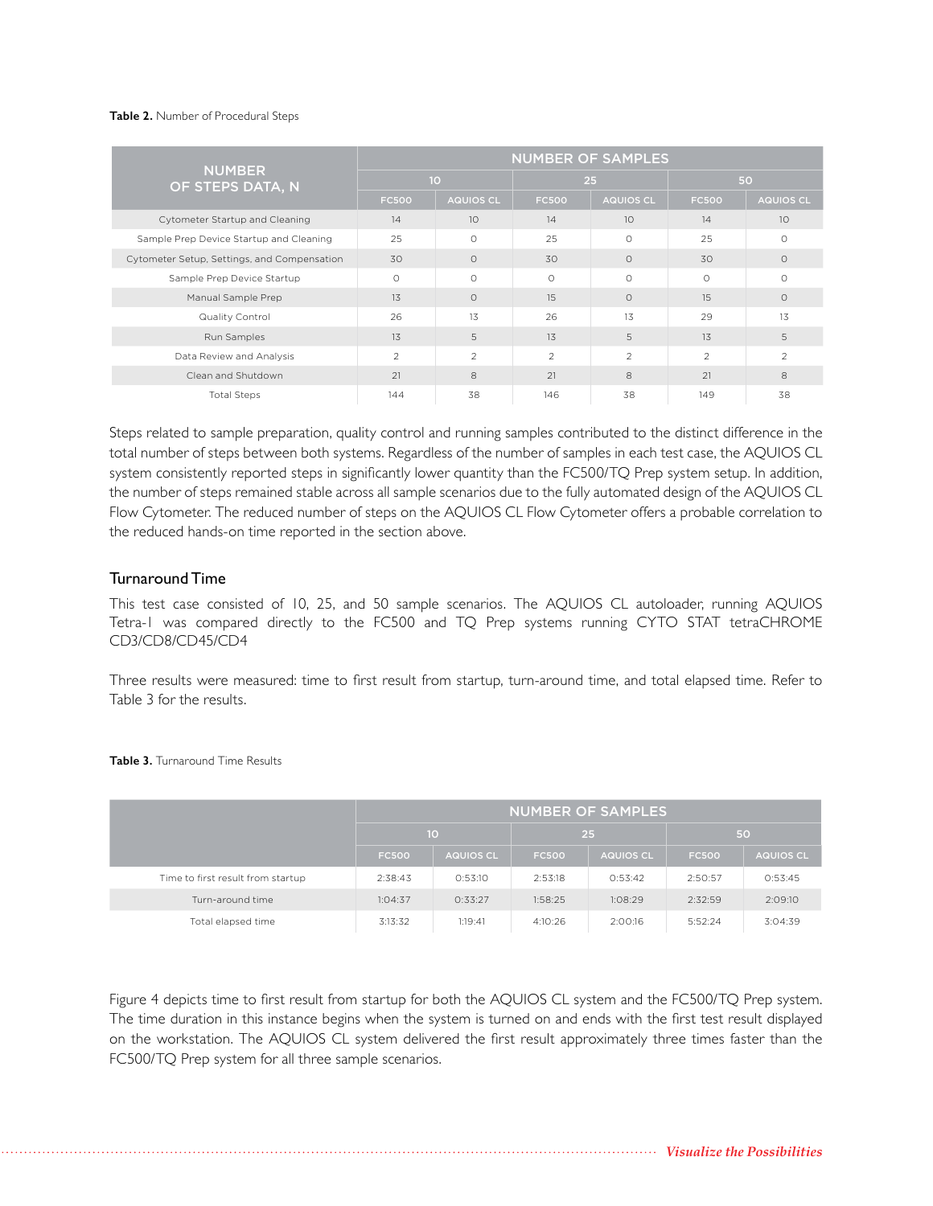**Table 2.** Number of Procedural Steps

| NUMBER OF STEPS DATA, N | NUMBER OF SAMPLES | | | | | |
|---|---|---|---|---|---|---|
| | 10 | | 25 | | 50 | |
| | FC500 | AQUIOS CL | FC500 | AQUIOS CL | FC500 | AQUIOS CL |
| Cytometer Startup and Cleaning | 14 | 10 | 14 | 10 | 14 | 10 |
| Sample Prep Device Startup and Cleaning | 25 | 0 | 25 | 0 | 25 | 0 |
| Cytometer Setup, Settings, and Compensation | 30 | 0 | 30 | 0 | 30 | 0 |
| Sample Prep Device Startup | 0 | 0 | 0 | 0 | 0 | 0 |
| Manual Sample Prep | 13 | 0 | 15 | 0 | 15 | 0 |
| Quality Control | 26 | 13 | 26 | 13 | 29 | 13 |
| Run Samples | 13 | 5 | 13 | 5 | 13 | 5 |
| Data Review and Analysis | 2 | 2 | 2 | 2 | 2 | 2 |
| Clean and Shutdown | 21 | 8 | 21 | 8 | 21 | 8 |
| Total Steps | 144 | 38 | 146 | 38 | 149 | 38 |

Steps related to sample preparation, quality control and running samples contributed to the distinct difference in the total number of steps between both systems. Regardless of the number of samples in each test case, the AQUIOS CL system consistently reported steps in significantly lower quantity than the FC500/TQ Prep system setup. In addition, the number of steps remained stable across all sample scenarios due to the fully automated design of the AQUIOS CL Flow Cytometer. The reduced number of steps on the AQUIOS CL Flow Cytometer offers a probable correlation to the reduced hands-on time reported in the section above.

## Turnaround Time

This test case consisted of 10, 25, and 50 sample scenarios. The AQUIOS CL autoloader, running AQUIOS Tetra-1 was compared directly to the FC500 and TQ Prep systems running CYTO STAT tetraCHROME CD3/CD8/CD45/CD4

Three results were measured: time to first result from startup, turn-around time, and total elapsed time. Refer to Table 3 for the results.

**Table 3.** Turnaround Time Results

| | NUMBER OF SAMPLES | | | | | |
|---|---|---|---|---|---|---|
| | 10 | | 25 | | 50 | |
| | FC500 | AQUIOS CL | FC500 | AQUIOS CL | FC500 | AQUIOS CL |
| Time to first result from startup | 2:38:43 | 0:53:10 | 2:53:18 | 0:53:42 | 2:50:57 | 0:53:45 |
| Turn-around time | 1:04:37 | 0:33:27 | 1:58:25 | 1:08:29 | 2:32:59 | 2:09:10 |
| Total elapsed time | 3:13:32 | 1:19:41 | 4:10:26 | 2:00:16 | 5:52:24 | 3:04:39 |

Figure 4 depicts time to first result from startup for both the AQUIOS CL system and the FC500/TQ Prep system. The time duration in this instance begins when the system is turned on and ends with the first test result displayed on the workstation. The AQUIOS CL system delivered the first result approximately three times faster than the FC500/TQ Prep system for all three sample scenarios.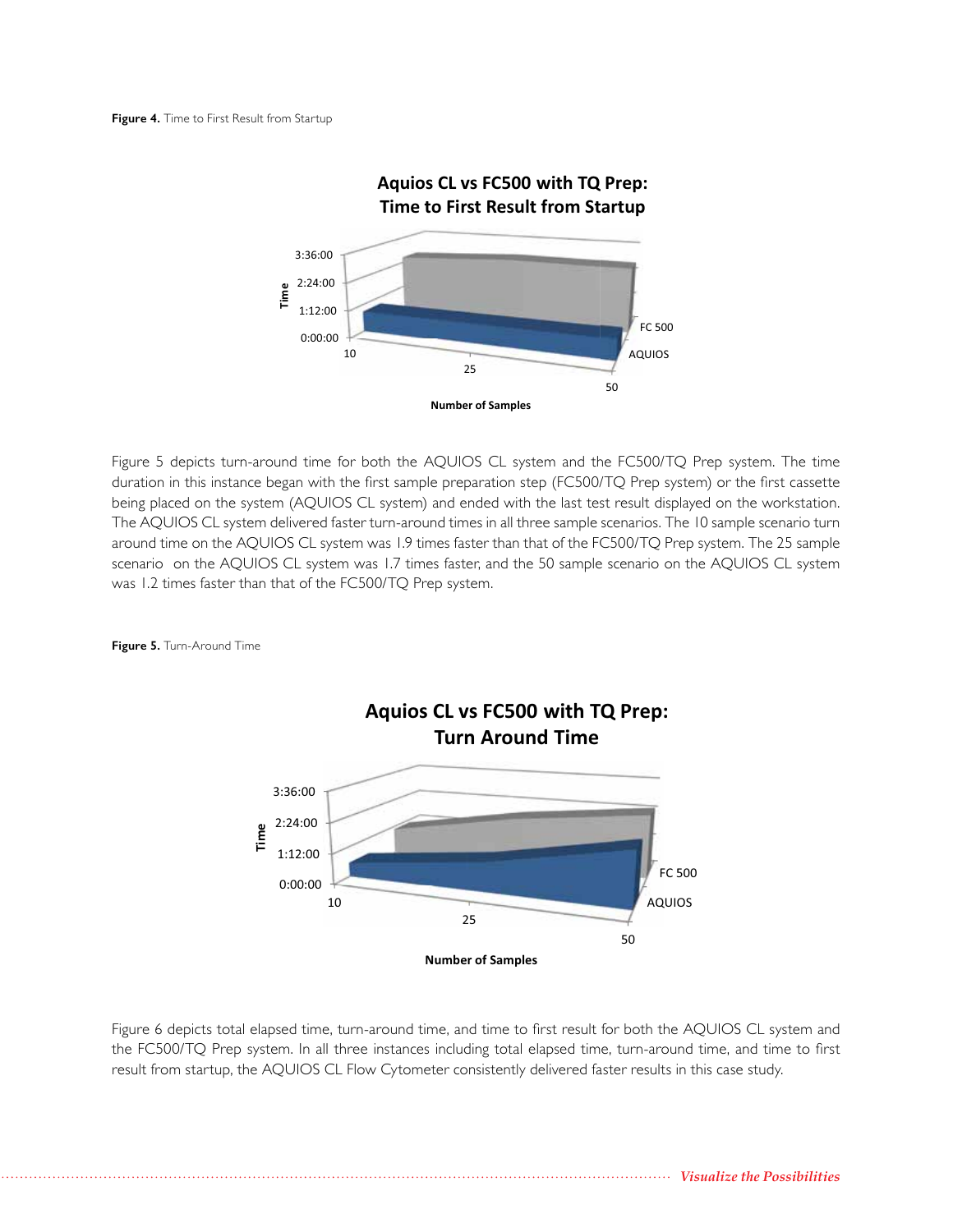**Figure 4.** Time to First Result from Startup

Figure 5 depicts turn-around time for both the AQUIOS CL system and the FC500/TQ Prep system. The time duration in this instance began with the first sample preparation step (FC500/TQ Prep system) or the first cassette being placed on the system (AQUIOS CL system) and ended with the last test result displayed on the workstation. The AQUIOS CL system delivered faster turn-around times in all three sample scenarios. The 10 sample scenario turn around time on the AQUIOS CL system was 1.9 times faster than that of the FC500/TQ Prep system. The 25 sample scenario on the AQUIOS CL system was 1.7 times faster, and the 50 sample scenario on the AQUIOS CL system was 1.2 times faster than that of the FC500/TQ Prep system.

**Figure 5.** Turn-Around Time

Figure 6 depicts total elapsed time, turn-around time, and time to first result for both the AQUIOS CL system and the FC500/TQ Prep system. In all three instances including total elapsed time, turn-around time, and time to first result from startup, the AQUIOS CL Flow Cytometer consistently delivered faster results in this case study.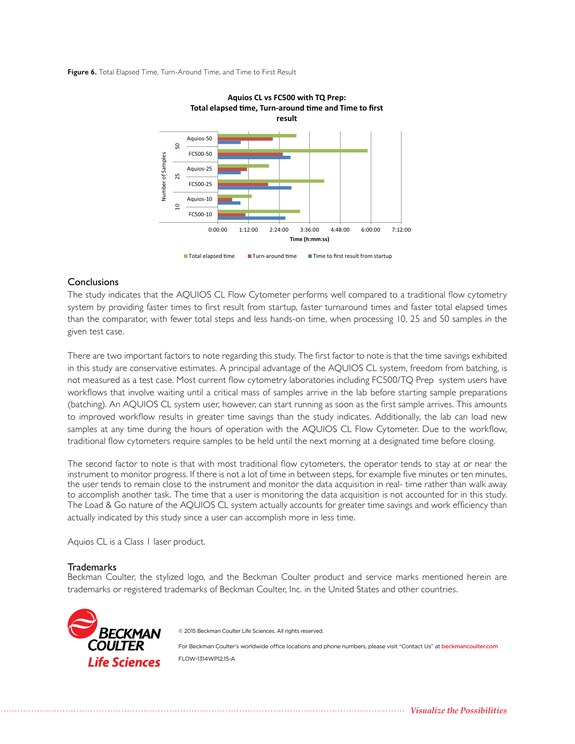**Figure 6.** Total Elapsed Time, Turn-Around Time, and Time to First Result

**Aquios CL vs FC500 with TQ Prep: Total elapsed time, Turn-around time and Time to first result**

Number of Samples

50: Aquios-50, FC500-50

25: Aquios-25, FC500-25

10: Aquios-10, FC500-10

0:00:00 1:12:00 2:24:00 3:36:00 4:48:00 6:00:00 7:12:00

Time (h:mm:ss)

Total elapsed time  Turn-around time  Time to first result from startup

## Conclusions

The study indicates that the AQUIOS CL Flow Cytometer performs well compared to a traditional flow cytometry system by providing faster times to first result from startup, faster turnaround times and faster total elapsed times than the comparator, with fewer total steps and less hands-on time, when processing 10, 25 and 50 samples in the given test case.

There are two important factors to note regarding this study. The first factor to note is that the time savings exhibited in this study are conservative estimates. A principal advantage of the AQUIOS CL system, freedom from batching, is not measured as a test case. Most current flow cytometry laboratories including FC500/TQ Prep system users have workflows that involve waiting until a critical mass of samples arrive in the lab before starting sample preparations (batching). An AQUIOS CL system user, however, can start running as soon as the first sample arrives. This amounts to improved workflow results in greater time savings than the study indicates. Additionally, the lab can load new samples at any time during the hours of operation with the AQUIOS CL Flow Cytometer. Due to the workflow, traditional flow cytometers require samples to be held until the next morning at a designated time before closing.

The second factor to note is that with most traditional flow cytometers, the operator tends to stay at or near the instrument to monitor progress. If there is not a lot of time in between steps, for example five minutes or ten minutes, the user tends to remain close to the instrument and monitor the data acquisition in real- time rather than walk away to accomplish another task. The time that a user is monitoring the data acquisition is not accounted for in this study. The Load & Go nature of the AQUIOS CL system actually accounts for greater time savings and work efficiency than actually indicated by this study since a user can accomplish more in less time.

Aquios CL is a Class I laser product.

## Trademarks

Beckman Coulter, the stylized logo, and the Beckman Coulter product and service marks mentioned herein are trademarks or registered trademarks of Beckman Coulter, Inc. in the United States and other countries.

BECKMAN COULTER Life Sciences

© 2015 Beckman Coulter Life Sciences. All rights reserved.

For Beckman Coulter's worldwide office locations and phone numbers, please visit "Contact Us" at beckmancoulter.com

FLOW-1314WP12.15-A